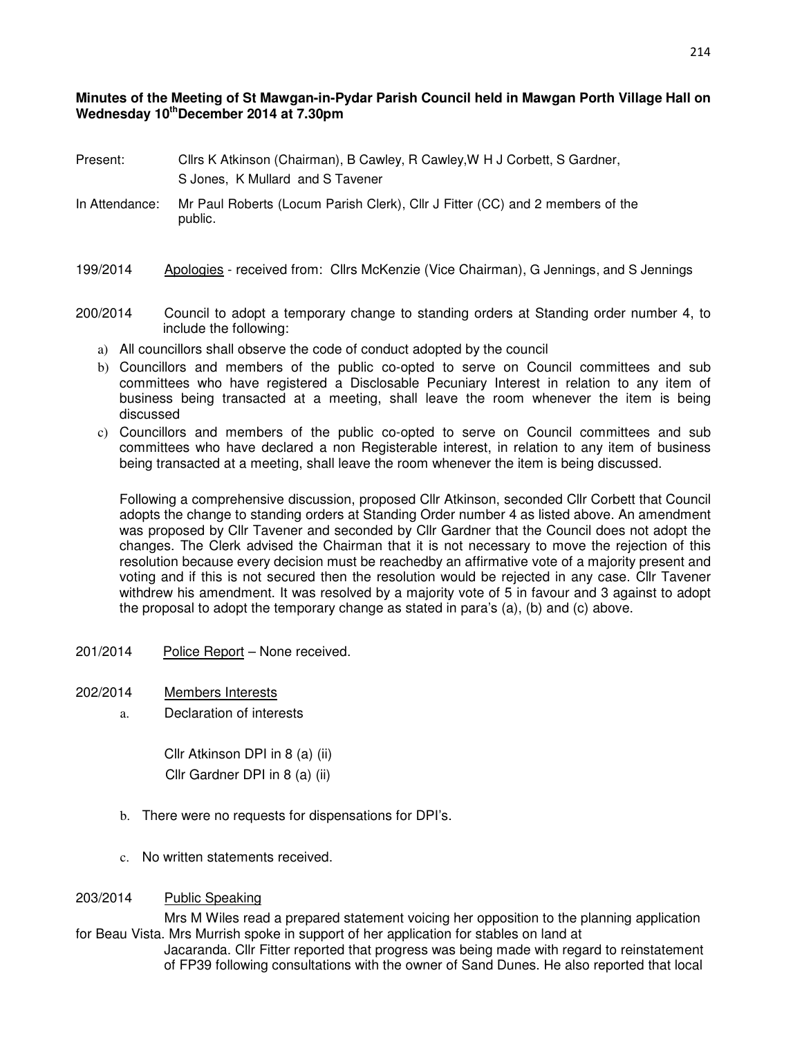**Minutes of the Meeting of St Mawgan-in-Pydar Parish Council held in Mawgan Porth Village Hall on Wednesday 10th December 2014 at 7.30pm**

Present: Cllrs K Atkinson (Chairman), B Cawley, R Cawley, W H J Corbett, S Gardner, S Jones, K Mullard and S Tavener

In Attendance: Mr Paul Roberts (Locum Parish Clerk), Cllr J Fitter (CC) and 2 members of the public.

199/2014 Apologies - received from: Cllrs McKenzie (Vice Chairman), G Jennings, and S Jennings

200/2014 Council to adopt a temporary change to standing orders at Standing order number 4, to include the following:

a) All councillors shall observe the code of conduct adopted by the council
b) Councillors and members of the public co-opted to serve on Council committees and sub committees who have registered a Disclosable Pecuniary Interest in relation to any item of business being transacted at a meeting, shall leave the room whenever the item is being discussed
c) Councillors and members of the public co-opted to serve on Council committees and sub committees who have declared a non Registerable interest, in relation to any item of business being transacted at a meeting, shall leave the room whenever the item is being discussed.

Following a comprehensive discussion, proposed Cllr Atkinson, seconded Cllr Corbett that Council adopts the change to standing orders at Standing Order number 4 as listed above. An amendment was proposed by Cllr Tavener and seconded by Cllr Gardner that the Council does not adopt the changes. The Clerk advised the Chairman that it is not necessary to move the rejection of this resolution because every decision must be reachedby an affirmative vote of a majority present and voting and if this is not secured then the resolution would be rejected in any case. Cllr Tavener withdrew his amendment. It was resolved by a majority vote of 5 in favour and 3 against to adopt the proposal to adopt the temporary change as stated in para's (a), (b) and (c) above.

201/2014 Police Report – None received.

202/2014 Members Interests

a. Declaration of interests

Cllr Atkinson DPI in 8 (a) (ii)
Cllr Gardner DPI in 8 (a) (ii)

b. There were no requests for dispensations for DPI's.

c. No written statements received.

203/2014 Public Speaking

Mrs M Wiles read a prepared statement voicing her opposition to the planning application for Beau Vista. Mrs Murrish spoke in support of her application for stables on land at Jacaranda. Cllr Fitter reported that progress was being made with regard to reinstatement of FP39 following consultations with the owner of Sand Dunes. He also reported that local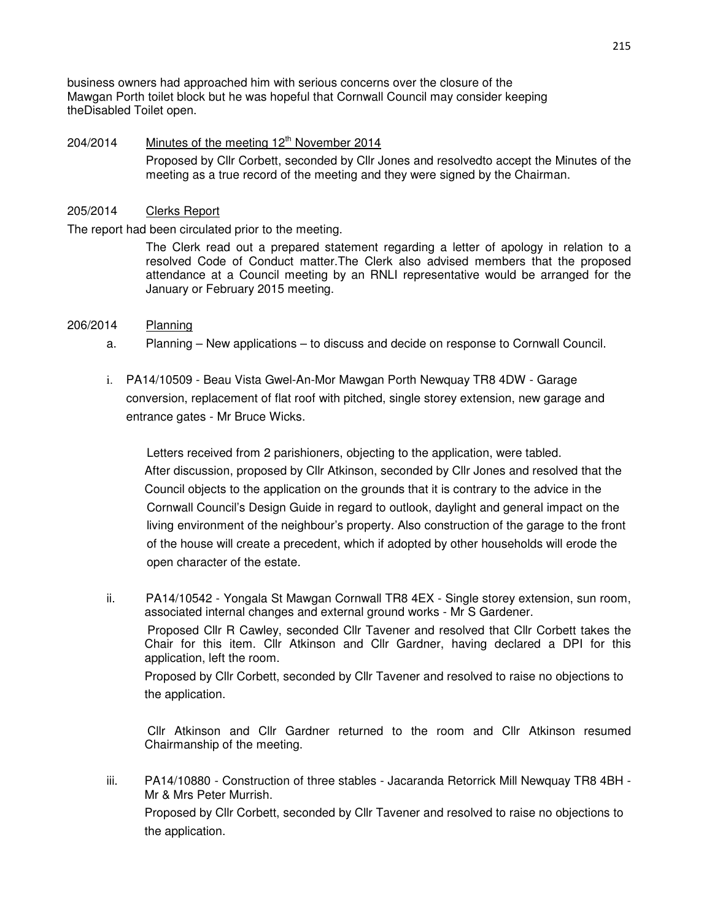business owners had approached him with serious concerns over the closure of the Mawgan Porth toilet block but he was hopeful that Cornwall Council may consider keeping theDisabled Toilet open.

204/2014 Minutes of the meeting 12th November 2014

Proposed by Cllr Corbett, seconded by Cllr Jones and resolvedto accept the Minutes of the meeting as a true record of the meeting and they were signed by the Chairman.

205/2014 Clerks Report

The report had been circulated prior to the meeting.

The Clerk read out a prepared statement regarding a letter of apology in relation to a resolved Code of Conduct matter.The Clerk also advised members that the proposed attendance at a Council meeting by an RNLI representative would be arranged for the January or February 2015 meeting.

206/2014 Planning

a. Planning – New applications – to discuss and decide on response to Cornwall Council.

i. PA14/10509 - Beau Vista Gwel-An-Mor Mawgan Porth Newquay TR8 4DW - Garage conversion, replacement of flat roof with pitched, single storey extension, new garage and entrance gates - Mr Bruce Wicks.

Letters received from 2 parishioners, objecting to the application, were tabled. After discussion, proposed by Cllr Atkinson, seconded by Cllr Jones and resolved that the Council objects to the application on the grounds that it is contrary to the advice in the Cornwall Council's Design Guide in regard to outlook, daylight and general impact on the living environment of the neighbour's property. Also construction of the garage to the front of the house will create a precedent, which if adopted by other households will erode the open character of the estate.

ii. PA14/10542 - Yongala St Mawgan Cornwall TR8 4EX - Single storey extension, sun room, associated internal changes and external ground works - Mr S Gardener.

Proposed Cllr R Cawley, seconded Cllr Tavener and resolved that Cllr Corbett takes the Chair for this item. Cllr Atkinson and Cllr Gardner, having declared a DPI for this application, left the room.

Proposed by Cllr Corbett, seconded by Cllr Tavener and resolved to raise no objections to the application.

Cllr Atkinson and Cllr Gardner returned to the room and Cllr Atkinson resumed Chairmanship of the meeting.

iii. PA14/10880 - Construction of three stables - Jacaranda Retorrick Mill Newquay TR8 4BH - Mr & Mrs Peter Murrish.

Proposed by Cllr Corbett, seconded by Cllr Tavener and resolved to raise no objections to the application.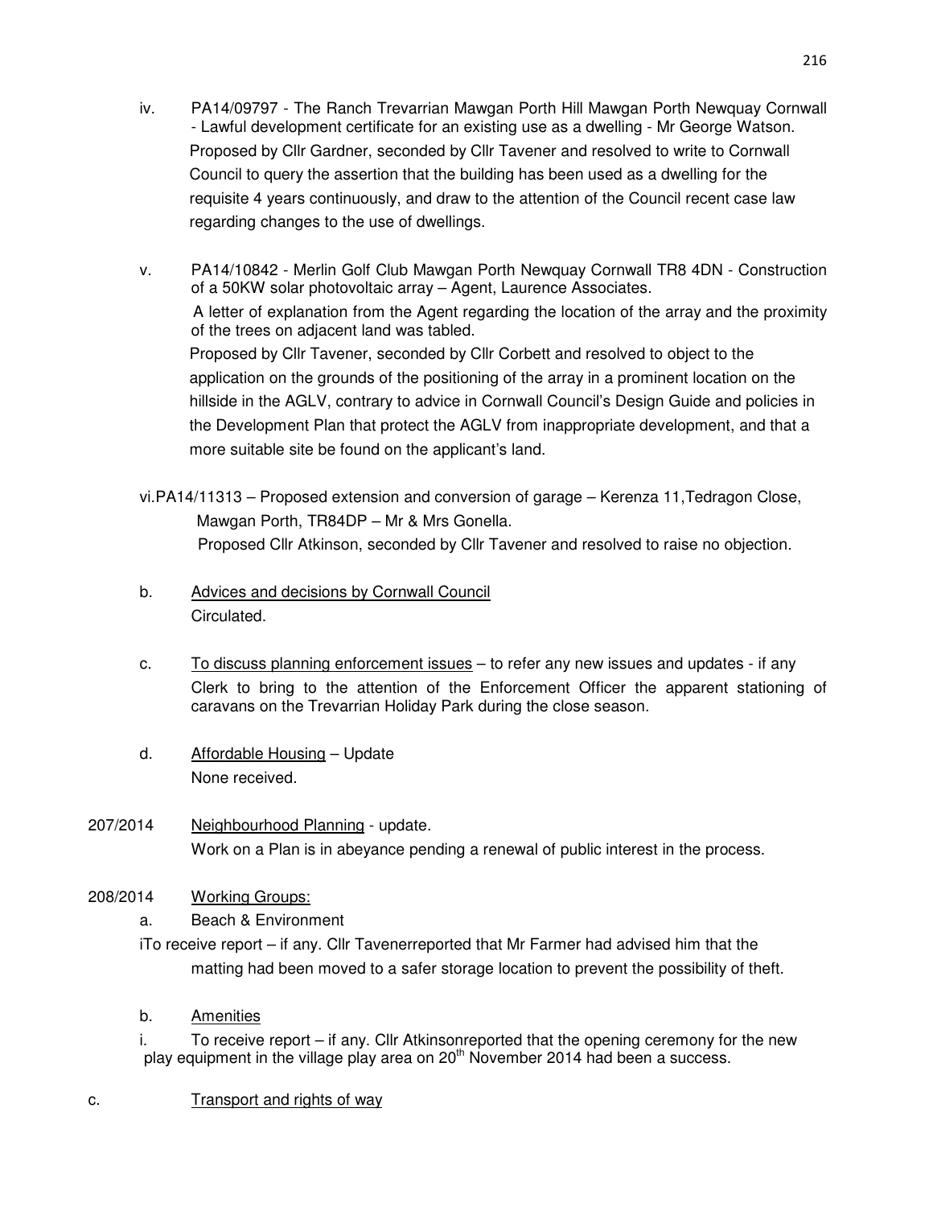iv. PA14/09797 - The Ranch Trevarrian Mawgan Porth Hill Mawgan Porth Newquay Cornwall - Lawful development certificate for an existing use as a dwelling - Mr George Watson.
Proposed by Cllr Gardner, seconded by Cllr Tavener and resolved to write to Cornwall Council to query the assertion that the building has been used as a dwelling for the requisite 4 years continuously, and draw to the attention of the Council recent case law regarding changes to the use of dwellings.

v. PA14/10842 - Merlin Golf Club Mawgan Porth Newquay Cornwall TR8 4DN - Construction of a 50KW solar photovoltaic array – Agent, Laurence Associates.
A letter of explanation from the Agent regarding the location of the array and the proximity of the trees on adjacent land was tabled.
Proposed by Cllr Tavener, seconded by Cllr Corbett and resolved to object to the application on the grounds of the positioning of the array in a prominent location on the hillside in the AGLV, contrary to advice in Cornwall Council's Design Guide and policies in the Development Plan that protect the AGLV from inappropriate development, and that a more suitable site be found on the applicant's land.

vi. PA14/11313 – Proposed extension and conversion of garage – Kerenza 11,Tedragon Close, Mawgan Porth, TR84DP – Mr & Mrs Gonella.
Proposed Cllr Atkinson, seconded by Cllr Tavener and resolved to raise no objection.

b. Advices and decisions by Cornwall Council
Circulated.

c. To discuss planning enforcement issues – to refer any new issues and updates - if any
Clerk to bring to the attention of the Enforcement Officer the apparent stationing of caravans on the Trevarrian Holiday Park during the close season.

d. Affordable Housing – Update
None received.

207/2014 Neighbourhood Planning - update.
Work on a Plan is in abeyance pending a renewal of public interest in the process.

208/2014 Working Groups:

a. Beach & Environment

i To receive report – if any. Cllr Tavenerreported that Mr Farmer had advised him that the matting had been moved to a safer storage location to prevent the possibility of theft.

b. Amenities

i. To receive report – if any. Cllr Atkinsonreported that the opening ceremony for the new play equipment in the village play area on 20th November 2014 had been a success.

c. Transport and rights of way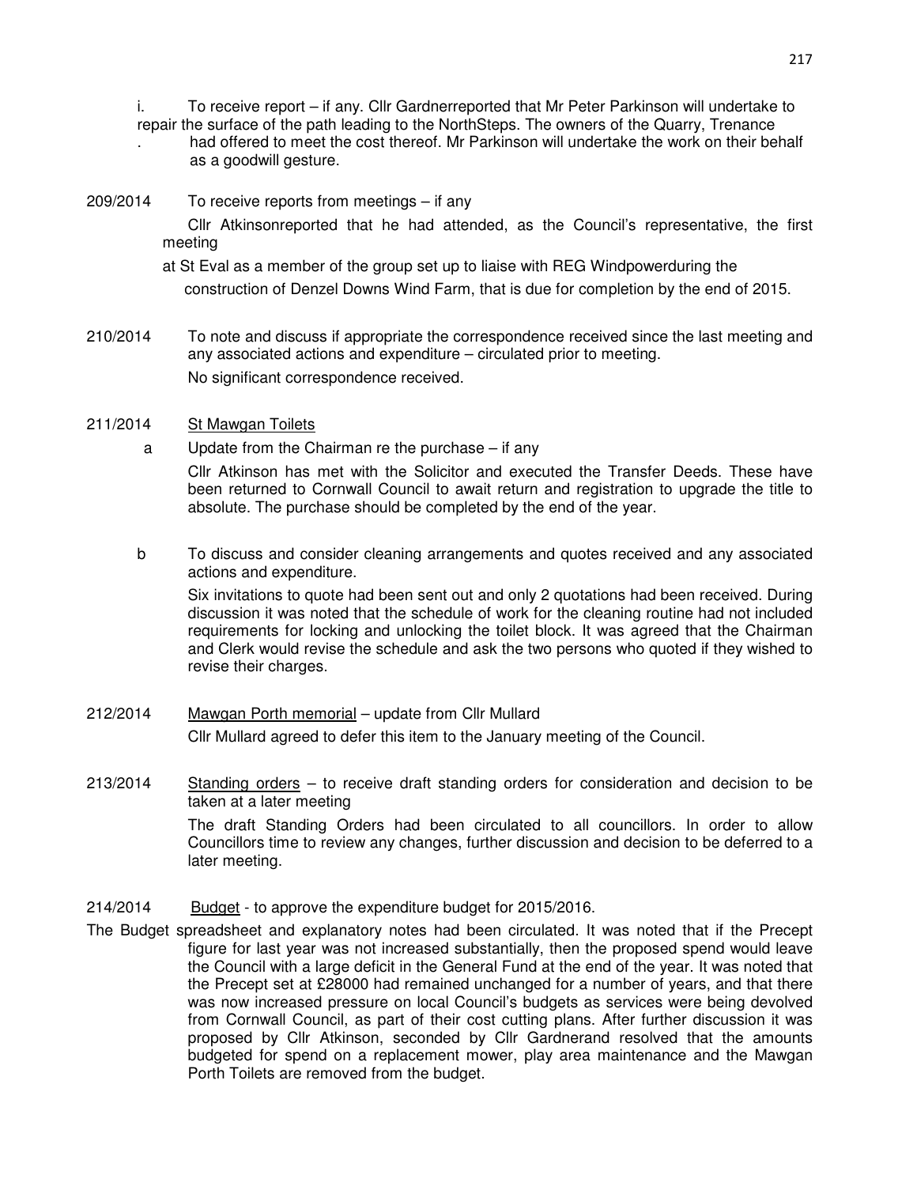i. To receive report – if any. Cllr Gardnerreported that Mr Peter Parkinson will undertake to repair the surface of the path leading to the NorthSteps. The owners of the Quarry, Trenance had offered to meet the cost thereof. Mr Parkinson will undertake the work on their behalf as a goodwill gesture.

209/2014 To receive reports from meetings – if any

Cllr Atkinsonreported that he had attended, as the Council's representative, the first meeting at St Eval as a member of the group set up to liaise with REG Windpowerduring the construction of Denzel Downs Wind Farm, that is due for completion by the end of 2015.

210/2014 To note and discuss if appropriate the correspondence received since the last meeting and any associated actions and expenditure – circulated prior to meeting.

No significant correspondence received.

211/2014 St Mawgan Toilets

a Update from the Chairman re the purchase – if any

Cllr Atkinson has met with the Solicitor and executed the Transfer Deeds. These have been returned to Cornwall Council to await return and registration to upgrade the title to absolute. The purchase should be completed by the end of the year.

b To discuss and consider cleaning arrangements and quotes received and any associated actions and expenditure.

Six invitations to quote had been sent out and only 2 quotations had been received. During discussion it was noted that the schedule of work for the cleaning routine had not included requirements for locking and unlocking the toilet block. It was agreed that the Chairman and Clerk would revise the schedule and ask the two persons who quoted if they wished to revise their charges.

212/2014 Mawgan Porth memorial – update from Cllr Mullard

Cllr Mullard agreed to defer this item to the January meeting of the Council.

213/2014 Standing orders – to receive draft standing orders for consideration and decision to be taken at a later meeting

The draft Standing Orders had been circulated to all councillors. In order to allow Councillors time to review any changes, further discussion and decision to be deferred to a later meeting.

214/2014 Budget - to approve the expenditure budget for 2015/2016.

The Budget spreadsheet and explanatory notes had been circulated. It was noted that if the Precept figure for last year was not increased substantially, then the proposed spend would leave the Council with a large deficit in the General Fund at the end of the year. It was noted that the Precept set at £28000 had remained unchanged for a number of years, and that there was now increased pressure on local Council's budgets as services were being devolved from Cornwall Council, as part of their cost cutting plans. After further discussion it was proposed by Cllr Atkinson, seconded by Cllr Gardnerand resolved that the amounts budgeted for spend on a replacement mower, play area maintenance and the Mawgan Porth Toilets are removed from the budget.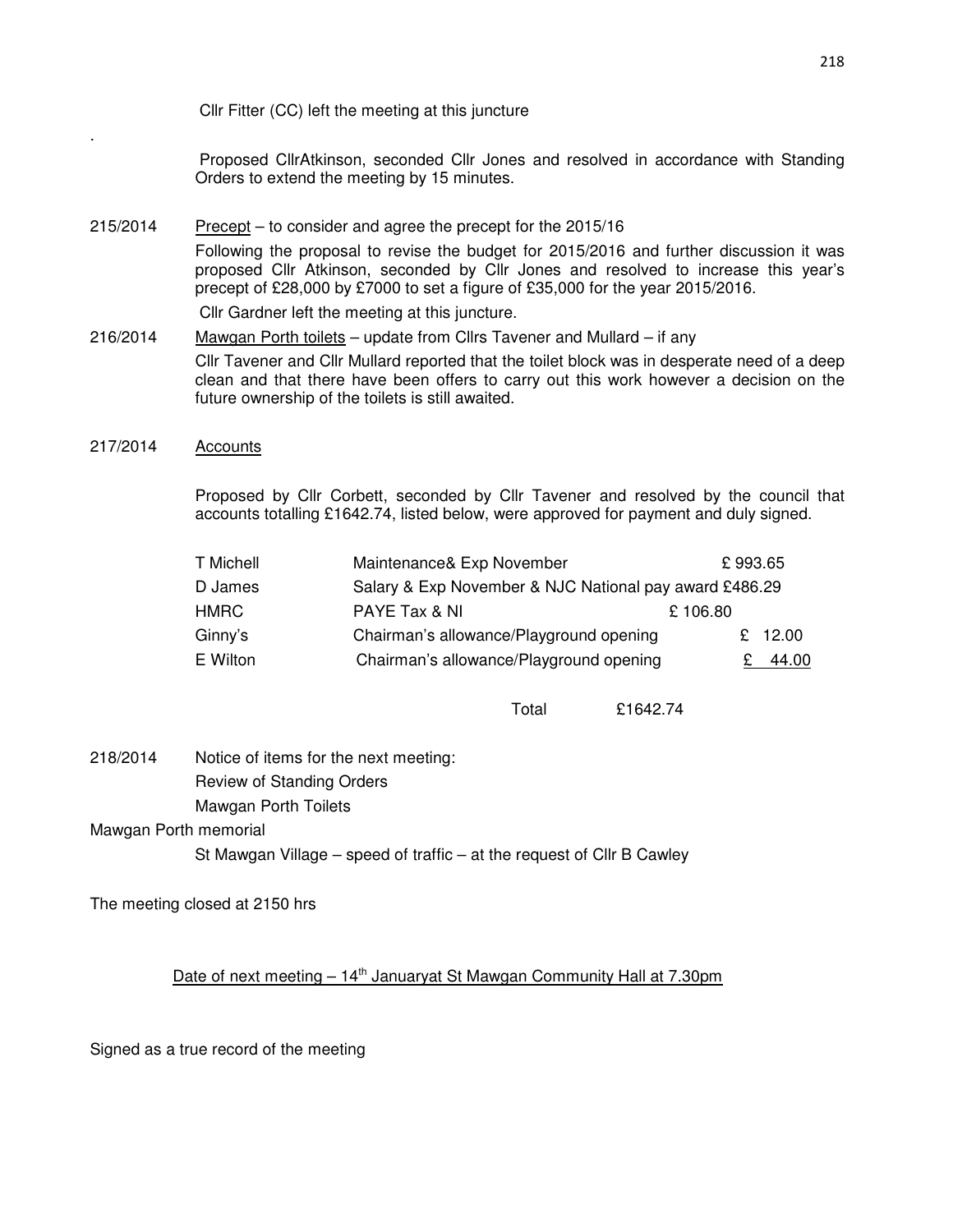Cllr Fitter (CC) left the meeting at this juncture

.

Proposed CllrAtkinson, seconded Cllr Jones and resolved in accordance with Standing Orders to extend the meeting by 15 minutes.

215/2014 Precept – to consider and agree the precept for the 2015/16

Following the proposal to revise the budget for 2015/2016 and further discussion it was proposed Cllr Atkinson, seconded by Cllr Jones and resolved to increase this year's precept of £28,000 by £7000 to set a figure of £35,000 for the year 2015/2016.

Cllr Gardner left the meeting at this juncture.

216/2014 Mawgan Porth toilets – update from Cllrs Tavener and Mullard – if any

Cllr Tavener and Cllr Mullard reported that the toilet block was in desperate need of a deep clean and that there have been offers to carry out this work however a decision on the future ownership of the toilets is still awaited.

217/2014 Accounts

Proposed by Cllr Corbett, seconded by Cllr Tavener and resolved by the council that accounts totalling £1642.74, listed below, were approved for payment and duly signed.

| | | |
|---|---|---|
| T Michell | Maintenance& Exp November | £ 993.65 |
| D James | Salary & Exp November & NJC National pay award | £486.29 |
| HMRC | PAYE Tax & NI | £ 106.80 |
| Ginny's | Chairman's allowance/Playground opening | £ 12.00 |
| E Wilton | Chairman's allowance/Playground opening | £ 44.00 |
| | Total | £1642.74 |

218/2014 Notice of items for the next meeting:

Review of Standing Orders

Mawgan Porth Toilets

Mawgan Porth memorial

St Mawgan Village – speed of traffic – at the request of Cllr B Cawley

The meeting closed at 2150 hrs

Date of next meeting – 14th Januaryat St Mawgan Community Hall at 7.30pm

Signed as a true record of the meeting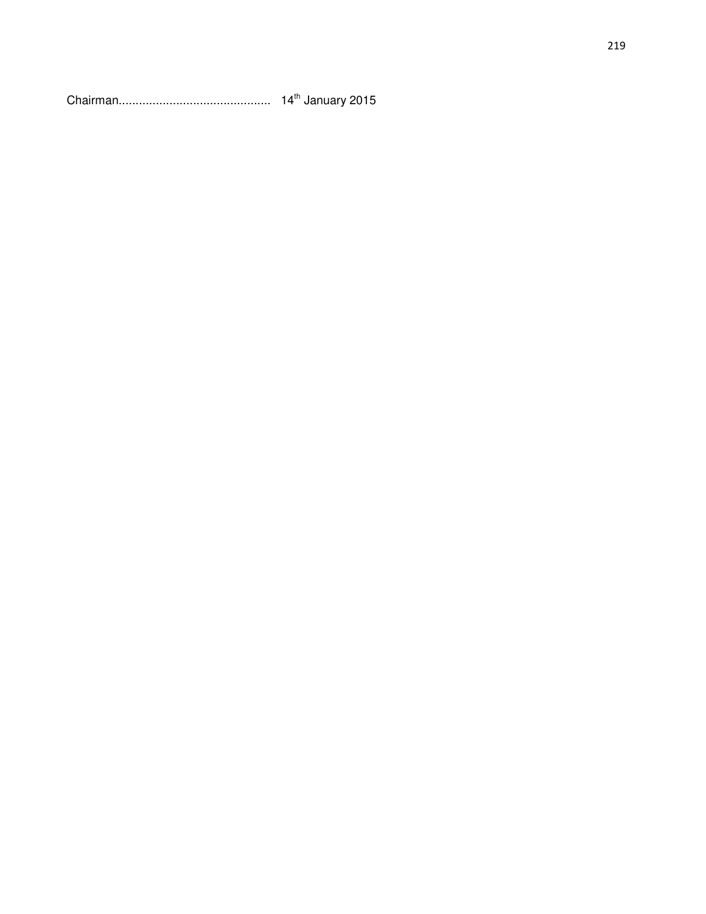Chairman............................................. 14th January 2015